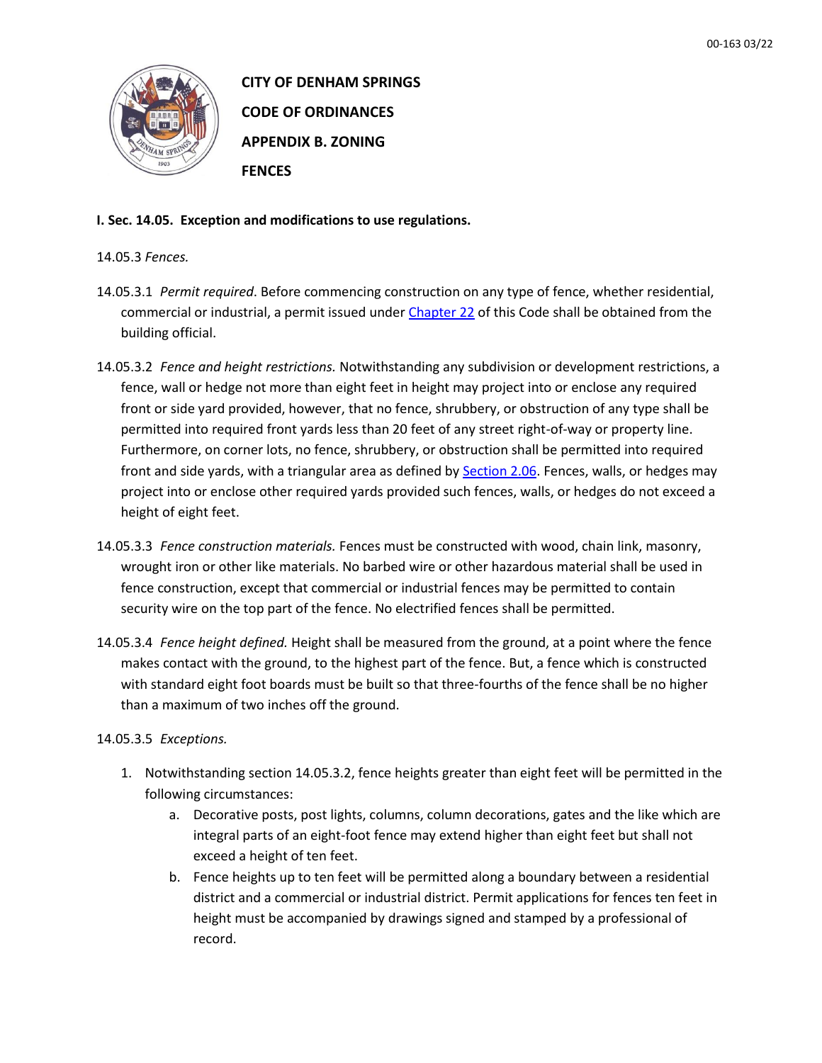# CITY OF DENHAM SPRINGS

## CODE OF ORDINANCES

## APPENDIX B. ZONING

## FENCES

**I. Sec. 14.05. Exception and modifications to use regulations.**

14.05.3 *Fences.*

14.05.3.1 *Permit required*. Before commencing construction on any type of fence, whether residential, commercial or industrial, a permit issued under Chapter 22 of this Code shall be obtained from the building official.

14.05.3.2 *Fence and height restrictions.* Notwithstanding any subdivision or development restrictions, a fence, wall or hedge not more than eight feet in height may project into or enclose any required front or side yard provided, however, that no fence, shrubbery, or obstruction of any type shall be permitted into required front yards less than 20 feet of any street right-of-way or property line. Furthermore, on corner lots, no fence, shrubbery, or obstruction shall be permitted into required front and side yards, with a triangular area as defined by Section 2.06. Fences, walls, or hedges may project into or enclose other required yards provided such fences, walls, or hedges do not exceed a height of eight feet.

14.05.3.3 *Fence construction materials.* Fences must be constructed with wood, chain link, masonry, wrought iron or other like materials. No barbed wire or other hazardous material shall be used in fence construction, except that commercial or industrial fences may be permitted to contain security wire on the top part of the fence. No electrified fences shall be permitted.

14.05.3.4 *Fence height defined.* Height shall be measured from the ground, at a point where the fence makes contact with the ground, to the highest part of the fence. But, a fence which is constructed with standard eight foot boards must be built so that three-fourths of the fence shall be no higher than a maximum of two inches off the ground.

14.05.3.5 *Exceptions.*

1. Notwithstanding section 14.05.3.2, fence heights greater than eight feet will be permitted in the following circumstances:
    a. Decorative posts, post lights, columns, column decorations, gates and the like which are integral parts of an eight-foot fence may extend higher than eight feet but shall not exceed a height of ten feet.
    b. Fence heights up to ten feet will be permitted along a boundary between a residential district and a commercial or industrial district. Permit applications for fences ten feet in height must be accompanied by drawings signed and stamped by a professional of record.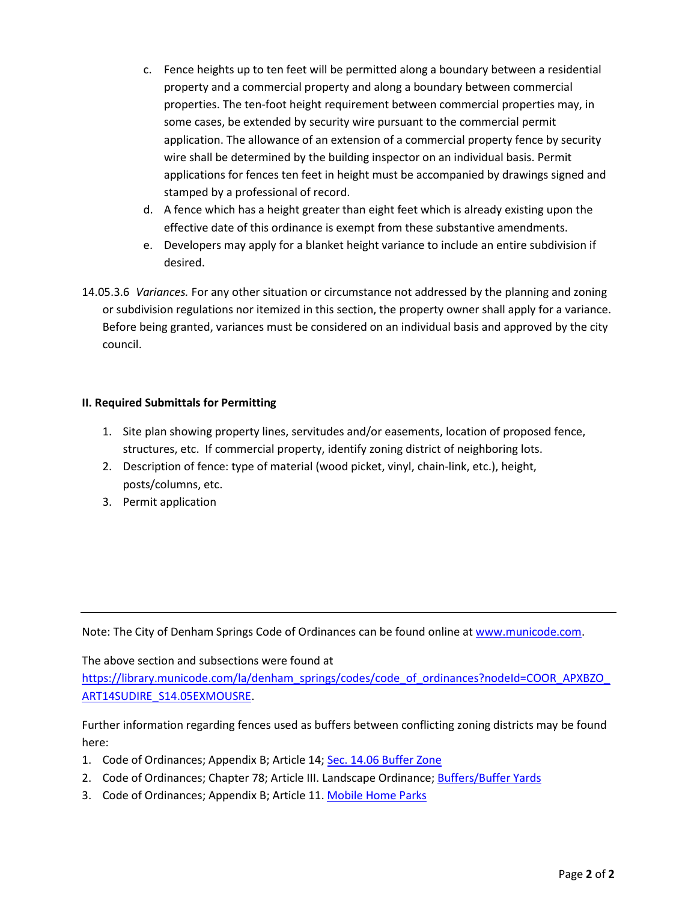c. Fence heights up to ten feet will be permitted along a boundary between a residential property and a commercial property and along a boundary between commercial properties. The ten-foot height requirement between commercial properties may, in some cases, be extended by security wire pursuant to the commercial permit application. The allowance of an extension of a commercial property fence by security wire shall be determined by the building inspector on an individual basis. Permit applications for fences ten feet in height must be accompanied by drawings signed and stamped by a professional of record.

d. A fence which has a height greater than eight feet which is already existing upon the effective date of this ordinance is exempt from these substantive amendments.

e. Developers may apply for a blanket height variance to include an entire subdivision if desired.

14.05.3.6 *Variances.* For any other situation or circumstance not addressed by the planning and zoning or subdivision regulations nor itemized in this section, the property owner shall apply for a variance. Before being granted, variances must be considered on an individual basis and approved by the city council.

**II. Required Submittals for Permitting**

1. Site plan showing property lines, servitudes and/or easements, location of proposed fence, structures, etc. If commercial property, identify zoning district of neighboring lots.
2. Description of fence: type of material (wood picket, vinyl, chain-link, etc.), height, posts/columns, etc.
3. Permit application

---

Note: The City of Denham Springs Code of Ordinances can be found online at [www.municode.com](www.municode.com).

The above section and subsections were found at [https://library.municode.com/la/denham_springs/codes/code_of_ordinances?nodeId=COOR_APXBZO_ART14SUDIRE_S14.05EXMOUSRE](https://library.municode.com/la/denham_springs/codes/code_of_ordinances?nodeId=COOR_APXBZO_ART14SUDIRE_S14.05EXMOUSRE).

Further information regarding fences used as buffers between conflicting zoning districts may be found here:

1. Code of Ordinances; Appendix B; Article 14; Sec. 14.06 Buffer Zone
2. Code of Ordinances; Chapter 78; Article III. Landscape Ordinance; Buffers/Buffer Yards
3. Code of Ordinances; Appendix B; Article 11. Mobile Home Parks